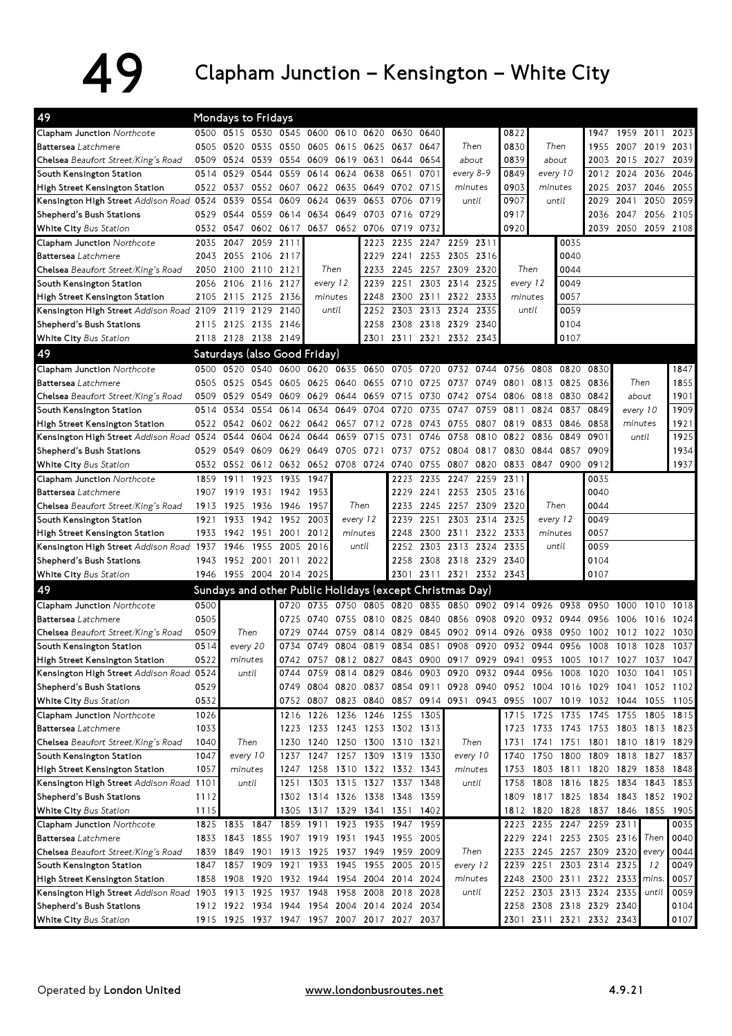# 49 Clapham Junction – Kensington – White City

## Mondays to Fridays

| Stop | | | | | | | | | | | | | | | | | | |
|---|---|---|---|---|---|---|---|---|---|---|---|---|---|---|---|---|---|---|
| Clapham Junction *Northcote* | 0500 | 0515 | 0530 | 0545 | 0600 | 0610 | 0620 | 0630 | 0640 | Then about every 8-9 minutes until | 0822 | Then about every 10 minutes until | 1947 | 1959 | 2011 | 2023 |
| Battersea *Latchmere* | 0505 | 0520 | 0535 | 0550 | 0605 | 0615 | 0625 | 0637 | 0647 | | 0830 | | 1955 | 2007 | 2019 | 2031 |
| Chelsea *Beaufort Street/King's Road* | 0509 | 0524 | 0539 | 0554 | 0609 | 0619 | 0631 | 0644 | 0654 | | 0839 | | 2003 | 2015 | 2027 | 2039 |
| South Kensington Station | 0514 | 0529 | 0544 | 0559 | 0614 | 0624 | 0638 | 0651 | 0701 | | 0849 | | 2012 | 2024 | 2036 | 2046 |
| High Street Kensington Station | 0522 | 0537 | 0552 | 0607 | 0622 | 0635 | 0649 | 0702 | 0715 | | 0903 | | 2025 | 2037 | 2046 | 2055 |
| Kensington High Street *Addison Road* | 0524 | 0539 | 0554 | 0609 | 0624 | 0639 | 0653 | 0706 | 0719 | | 0907 | | 2029 | 2041 | 2050 | 2059 |
| Shepherd's Bush Stations | 0529 | 0544 | 0559 | 0614 | 0634 | 0649 | 0703 | 0716 | 0729 | | 0917 | | 2036 | 2047 | 2056 | 2105 |
| White City *Bus Station* | 0532 | 0547 | 0602 | 0617 | 0637 | 0652 | 0706 | 0719 | 0732 | | 0920 | | 2039 | 2050 | 2059 | 2108 |

| Stop | | | | | | | | | | | | |
|---|---|---|---|---|---|---|---|---|---|---|---|---|
| Clapham Junction *Northcote* | 2035 | 2047 | 2059 | 2111 | Then every 12 minutes until | 2223 | 2235 | 2247 | 2259 | 2311 | Then every 12 minutes until | 0035 |
| Battersea *Latchmere* | 2043 | 2055 | 2106 | 2117 | | 2229 | 2241 | 2253 | 2305 | 2316 | | 0040 |
| Chelsea *Beaufort Street/King's Road* | 2050 | 2100 | 2110 | 2121 | | 2233 | 2245 | 2257 | 2309 | 2320 | | 0044 |
| South Kensington Station | 2056 | 2106 | 2116 | 2127 | | 2239 | 2251 | 2303 | 2314 | 2325 | | 0049 |
| High Street Kensington Station | 2105 | 2115 | 2125 | 2136 | | 2248 | 2300 | 2311 | 2322 | 2333 | | 0057 |
| Kensington High Street *Addison Road* | 2109 | 2119 | 2129 | 2140 | | 2252 | 2303 | 2313 | 2324 | 2335 | | 0059 |
| Shepherd's Bush Stations | 2115 | 2125 | 2135 | 2146 | | 2258 | 2308 | 2318 | 2329 | 2340 | | 0104 |
| White City *Bus Station* | 2118 | 2128 | 2138 | 2149 | | 2301 | 2311 | 2321 | 2332 | 2343 | | 0107 |

## Saturdays (also Good Friday)

| Stop | | | | | | | | | | | | | | | | | |
|---|---|---|---|---|---|---|---|---|---|---|---|---|---|---|---|---|---|
| Clapham Junction *Northcote* | 0500 | 0520 | 0540 | 0600 | 0620 | 0635 | 0650 | 0705 | 0720 | 0732 | 0744 | 0756 | 0808 | 0820 | 0830 | Then about every 10 minutes until | 1847 |
| Battersea *Latchmere* | 0505 | 0525 | 0545 | 0605 | 0625 | 0640 | 0655 | 0710 | 0725 | 0737 | 0749 | 0801 | 0813 | 0825 | 0836 | | 1855 |
| Chelsea *Beaufort Street/King's Road* | 0509 | 0529 | 0549 | 0609 | 0629 | 0644 | 0659 | 0715 | 0730 | 0742 | 0754 | 0806 | 0818 | 0830 | 0842 | | 1901 |
| South Kensington Station | 0514 | 0534 | 0554 | 0614 | 0634 | 0649 | 0704 | 0720 | 0735 | 0747 | 0759 | 0811 | 0824 | 0837 | 0849 | | 1909 |
| High Street Kensington Station | 0522 | 0542 | 0602 | 0622 | 0642 | 0657 | 0712 | 0728 | 0743 | 0755 | 0807 | 0819 | 0833 | 0846 | 0858 | | 1921 |
| Kensington High Street *Addison Road* | 0524 | 0544 | 0604 | 0624 | 0644 | 0659 | 0715 | 0731 | 0746 | 0758 | 0810 | 0822 | 0836 | 0849 | 0901 | | 1925 |
| Shepherd's Bush Stations | 0529 | 0549 | 0609 | 0629 | 0649 | 0705 | 0721 | 0737 | 0752 | 0804 | 0817 | 0830 | 0844 | 0857 | 0909 | | 1934 |
| White City *Bus Station* | 0532 | 0552 | 0612 | 0632 | 0652 | 0708 | 0724 | 0740 | 0755 | 0807 | 0820 | 0833 | 0847 | 0900 | 0912 | | 1937 |

| Stop | | | | | | | | | | | | | |
|---|---|---|---|---|---|---|---|---|---|---|---|---|---|
| Clapham Junction *Northcote* | 1859 | 1911 | 1923 | 1935 | 1947 | Then every 12 minutes until | 2223 | 2235 | 2247 | 2259 | 2311 | Then every 12 minutes until | 0035 |
| Battersea *Latchmere* | 1907 | 1919 | 1931 | 1942 | 1953 | | 2229 | 2241 | 2253 | 2305 | 2316 | | 0040 |
| Chelsea *Beaufort Street/King's Road* | 1913 | 1925 | 1936 | 1946 | 1957 | | 2233 | 2245 | 2257 | 2309 | 2320 | | 0044 |
| South Kensington Station | 1921 | 1933 | 1942 | 1952 | 2003 | | 2239 | 2251 | 2303 | 2314 | 2325 | | 0049 |
| High Street Kensington Station | 1933 | 1942 | 1951 | 2001 | 2012 | | 2248 | 2300 | 2311 | 2322 | 2333 | | 0057 |
| Kensington High Street *Addison Road* | 1937 | 1946 | 1955 | 2005 | 2016 | | 2252 | 2303 | 2313 | 2324 | 2335 | | 0059 |
| Shepherd's Bush Stations | 1943 | 1952 | 2001 | 2011 | 2022 | | 2258 | 2308 | 2318 | 2329 | 2340 | | 0104 |
| White City *Bus Station* | 1946 | 1955 | 2004 | 2014 | 2025 | | 2301 | 2311 | 2321 | 2332 | 2343 | | 0107 |

## Sundays and other Public Holidays (except Christmas Day)

| Stop | | | | | | | | | | | | | | | | | | |
|---|---|---|---|---|---|---|---|---|---|---|---|---|---|---|---|---|---|---|
| Clapham Junction *Northcote* | 0500 | Then every 20 minutes until | 0720 | 0735 | 0750 | 0805 | 0820 | 0835 | 0850 | 0902 | 0914 | 0926 | 0938 | 0950 | 1000 | 1010 | 1018 |
| Battersea *Latchmere* | 0505 | | 0725 | 0740 | 0755 | 0810 | 0825 | 0840 | 0856 | 0908 | 0920 | 0932 | 0944 | 0956 | 1006 | 1016 | 1024 |
| Chelsea *Beaufort Street/King's Road* | 0509 | | 0729 | 0744 | 0759 | 0814 | 0829 | 0845 | 0902 | 0914 | 0926 | 0938 | 0950 | 1002 | 1012 | 1022 | 1030 |
| South Kensington Station | 0514 | | 0734 | 0749 | 0804 | 0819 | 0834 | 0851 | 0908 | 0920 | 0932 | 0944 | 0956 | 1008 | 1018 | 1028 | 1037 |
| High Street Kensington Station | 0522 | | 0742 | 0757 | 0812 | 0827 | 0843 | 0900 | 0917 | 0929 | 0941 | 0953 | 1005 | 1017 | 1027 | 1037 | 1047 |
| Kensington High Street *Addison Road* | 0524 | | 0744 | 0759 | 0814 | 0829 | 0846 | 0903 | 0920 | 0932 | 0944 | 0956 | 1008 | 1020 | 1030 | 1041 | 1051 |
| Shepherd's Bush Stations | 0529 | | 0749 | 0804 | 0820 | 0837 | 0854 | 0911 | 0928 | 0940 | 0952 | 1004 | 1016 | 1029 | 1041 | 1052 | 1102 |
| White City *Bus Station* | 0532 | | 0752 | 0807 | 0823 | 0840 | 0857 | 0914 | 0931 | 0943 | 0955 | 1007 | 1019 | 1032 | 1044 | 1055 | 1105 |

| Stop | | | | | | | | | | | | | | | | |
|---|---|---|---|---|---|---|---|---|---|---|---|---|---|---|---|---|
| Clapham Junction *Northcote* | 1026 | Then every 10 minutes until | 1216 | 1226 | 1236 | 1246 | 1255 | 1305 | Then every 10 minutes until | 1715 | 1725 | 1735 | 1745 | 1755 | 1805 | 1815 |
| Battersea *Latchmere* | 1033 | | 1223 | 1233 | 1243 | 1253 | 1302 | 1313 | | 1723 | 1733 | 1743 | 1753 | 1803 | 1813 | 1823 |
| Chelsea *Beaufort Street/King's Road* | 1040 | | 1230 | 1240 | 1250 | 1300 | 1310 | 1321 | | 1731 | 1741 | 1751 | 1801 | 1810 | 1819 | 1829 |
| South Kensington Station | 1047 | | 1237 | 1247 | 1257 | 1309 | 1319 | 1330 | | 1740 | 1750 | 1800 | 1809 | 1818 | 1827 | 1837 |
| High Street Kensington Station | 1057 | | 1247 | 1258 | 1310 | 1322 | 1332 | 1343 | | 1753 | 1803 | 1811 | 1820 | 1829 | 1838 | 1848 |
| Kensington High Street *Addison Road* | 1101 | | 1251 | 1303 | 1315 | 1327 | 1337 | 1348 | | 1758 | 1808 | 1816 | 1825 | 1834 | 1843 | 1853 |
| Shepherd's Bush Stations | 1112 | | 1302 | 1314 | 1326 | 1338 | 1348 | 1359 | | 1809 | 1817 | 1825 | 1834 | 1843 | 1852 | 1902 |
| White City *Bus Station* | 1115 | | 1305 | 1317 | 1329 | 1341 | 1351 | 1402 | | 1812 | 1820 | 1828 | 1837 | 1846 | 1855 | 1905 |

| Stop | | | | | | | | | | | | | | | | | |
|---|---|---|---|---|---|---|---|---|---|---|---|---|---|---|---|---|---|
| Clapham Junction *Northcote* | 1825 | 1835 | 1847 | 1859 | 1911 | 1923 | 1935 | 1947 | 1959 | Then every 12 minutes until | 2223 | 2235 | 2247 | 2259 | 2311 | Then every 12 mins. until | 0035 |
| Battersea *Latchmere* | 1833 | 1843 | 1855 | 1907 | 1919 | 1931 | 1943 | 1955 | 2005 | | 2229 | 2241 | 2253 | 2305 | 2316 | | 0040 |
| Chelsea *Beaufort Street/King's Road* | 1839 | 1849 | 1901 | 1913 | 1925 | 1937 | 1949 | 1959 | 2009 | | 2233 | 2245 | 2257 | 2309 | 2320 | | 0044 |
| South Kensington Station | 1847 | 1857 | 1909 | 1921 | 1933 | 1945 | 1955 | 2005 | 2015 | | 2239 | 2251 | 2303 | 2314 | 2325 | | 0049 |
| High Street Kensington Station | 1858 | 1908 | 1920 | 1932 | 1944 | 1954 | 2004 | 2014 | 2024 | | 2248 | 2300 | 2311 | 2322 | 2333 | | 0057 |
| Kensington High Street *Addison Road* | 1903 | 1913 | 1925 | 1937 | 1948 | 1958 | 2008 | 2018 | 2028 | | 2252 | 2303 | 2313 | 2324 | 2335 | | 0059 |
| Shepherd's Bush Stations | 1912 | 1922 | 1934 | 1944 | 1954 | 2004 | 2014 | 2024 | 2034 | | 2258 | 2308 | 2318 | 2329 | 2340 | | 0104 |
| White City *Bus Station* | 1915 | 1925 | 1937 | 1947 | 1957 | 2007 | 2017 | 2027 | 2037 | | 2301 | 2311 | 2321 | 2332 | 2343 | | 0107 |

Operated by **London United** www.londonbusroutes.net 4.9.21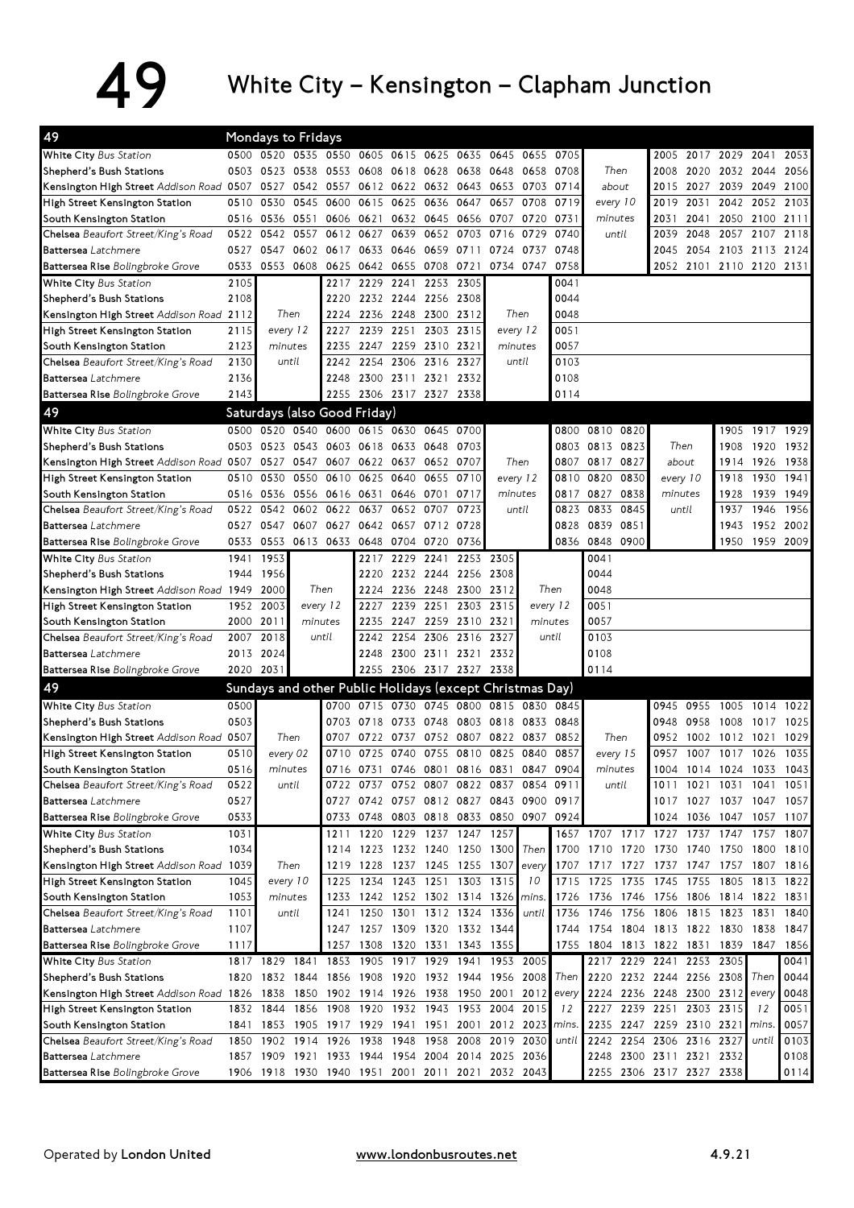# 49 White City – Kensington – Clapham Junction

## Mondays to Fridays

| 49 | | | | | | | | | | | | | | | | | |
|---|---|---|---|---|---|---|---|---|---|---|---|---|---|---|---|---|---|
| **White City** Bus Station | 0500 | 0520 | 0535 | 0550 | 0605 | 0615 | 0625 | 0635 | 0645 | 0655 | 0705 | | | 2005 | 2017 | 2029 | 2041 | 2053 |
| **Shepherd's Bush Stations** | 0503 | 0523 | 0538 | 0553 | 0608 | 0618 | 0628 | 0638 | 0648 | 0658 | 0708 | Then | 2008 | 2020 | 2032 | 2044 | 2056 |
| **Kensington High Street** Addison Road | 0507 | 0527 | 0542 | 0557 | 0612 | 0622 | 0632 | 0643 | 0653 | 0703 | 0714 | about | 2015 | 2027 | 2039 | 2049 | 2100 |
| **High Street Kensington Station** | 0510 | 0530 | 0545 | 0600 | 0615 | 0625 | 0636 | 0647 | 0657 | 0708 | 0719 | every 10 | 2019 | 2031 | 2042 | 2052 | 2103 |
| **South Kensington Station** | 0516 | 0536 | 0551 | 0606 | 0621 | 0632 | 0645 | 0656 | 0707 | 0720 | 0731 | minutes | 2031 | 2041 | 2050 | 2100 | 2111 |
| **Chelsea** Beaufort Street/King's Road | 0522 | 0542 | 0557 | 0612 | 0627 | 0639 | 0652 | 0703 | 0716 | 0729 | 0740 | until | 2039 | 2048 | 2057 | 2107 | 2118 |
| **Battersea** Latchmere | 0527 | 0547 | 0602 | 0617 | 0633 | 0646 | 0659 | 0711 | 0724 | 0737 | 0748 | | 2045 | 2054 | 2103 | 2113 | 2124 |
| **Battersea Rise** Bolingbroke Grove | 0533 | 0553 | 0608 | 0625 | 0642 | 0655 | 0708 | 0721 | 0734 | 0747 | 0758 | | 2052 | 2101 | 2110 | 2120 | 2131 |

| 49 | | | | | | | | | | |
|---|---|---|---|---|---|---|---|---|---|---|
| **White City** Bus Station | 2105 | | 2217 | 2229 | 2241 | 2253 | 2305 | | 0041 |
| **Shepherd's Bush Stations** | 2108 | | 2220 | 2232 | 2244 | 2256 | 2308 | | 0044 |
| **Kensington High Street** Addison Road | 2112 | Then | 2224 | 2236 | 2248 | 2300 | 2312 | Then | 0048 |
| **High Street Kensington Station** | 2115 | every 12 | 2227 | 2239 | 2251 | 2303 | 2315 | every 12 | 0051 |
| **South Kensington Station** | 2123 | minutes | 2235 | 2247 | 2259 | 2310 | 2321 | minutes | 0057 |
| **Chelsea** Beaufort Street/King's Road | 2130 | until | 2242 | 2254 | 2306 | 2316 | 2327 | until | 0103 |
| **Battersea** Latchmere | 2136 | | 2248 | 2300 | 2311 | 2321 | 2332 | | 0108 |
| **Battersea Rise** Bolingbroke Grove | 2143 | | 2255 | 2306 | 2317 | 2327 | 2338 | | 0114 |

## Saturdays (also Good Friday)

| 49 | | | | | | | | | | | | | | | | |
|---|---|---|---|---|---|---|---|---|---|---|---|---|---|---|---|---|
| **White City** Bus Station | 0500 | 0520 | 0540 | 0600 | 0615 | 0630 | 0645 | 0700 | | 0800 | 0810 | 0820 | | 1905 | 1917 | 1929 |
| **Shepherd's Bush Stations** | 0503 | 0523 | 0543 | 0603 | 0618 | 0633 | 0648 | 0703 | | 0803 | 0813 | 0823 | Then | 1908 | 1920 | 1932 |
| **Kensington High Street** Addison Road | 0507 | 0527 | 0547 | 0607 | 0622 | 0637 | 0652 | 0707 | Then | 0807 | 0817 | 0827 | about | 1914 | 1926 | 1938 |
| **High Street Kensington Station** | 0510 | 0530 | 0550 | 0610 | 0625 | 0640 | 0655 | 0710 | every 12 | 0810 | 0820 | 0830 | every 10 | 1918 | 1930 | 1941 |
| **South Kensington Station** | 0516 | 0536 | 0556 | 0616 | 0631 | 0646 | 0701 | 0717 | minutes | 0817 | 0827 | 0838 | minutes | 1928 | 1939 | 1949 |
| **Chelsea** Beaufort Street/King's Road | 0522 | 0542 | 0602 | 0622 | 0637 | 0652 | 0707 | 0723 | until | 0823 | 0833 | 0845 | until | 1937 | 1946 | 1956 |
| **Battersea** Latchmere | 0527 | 0547 | 0607 | 0627 | 0642 | 0657 | 0712 | 0728 | | 0828 | 0839 | 0851 | | 1943 | 1952 | 2002 |
| **Battersea Rise** Bolingbroke Grove | 0533 | 0553 | 0613 | 0633 | 0648 | 0704 | 0720 | 0736 | | 0836 | 0848 | 0900 | | 1950 | 1959 | 2009 |

| 49 | | | | | | | | | | | |
|---|---|---|---|---|---|---|---|---|---|---|---|
| **White City** Bus Station | 1941 | 1953 | | 2217 | 2229 | 2241 | 2253 | 2305 | | 0041 |
| **Shepherd's Bush Stations** | 1944 | 1956 | | 2220 | 2232 | 2244 | 2256 | 2308 | | 0044 |
| **Kensington High Street** Addison Road | 1949 | 2000 | Then | 2224 | 2236 | 2248 | 2300 | 2312 | Then | 0048 |
| **High Street Kensington Station** | 1952 | 2003 | every 12 | 2227 | 2239 | 2251 | 2303 | 2315 | every 12 | 0051 |
| **South Kensington Station** | 2000 | 2011 | minutes | 2235 | 2247 | 2259 | 2310 | 2321 | minutes | 0057 |
| **Chelsea** Beaufort Street/King's Road | 2007 | 2018 | until | 2242 | 2254 | 2306 | 2316 | 2327 | until | 0103 |
| **Battersea** Latchmere | 2013 | 2024 | | 2248 | 2300 | 2311 | 2321 | 2332 | | 0108 |
| **Battersea Rise** Bolingbroke Grove | 2020 | 2031 | | 2255 | 2306 | 2317 | 2327 | 2338 | | 0114 |

## Sundays and other Public Holidays (except Christmas Day)

| 49 | | | | | | | | | | | | | | | | |
|---|---|---|---|---|---|---|---|---|---|---|---|---|---|---|---|---|
| **White City** Bus Station | 0500 | | 0700 | 0715 | 0730 | 0745 | 0800 | 0815 | 0830 | 0845 | | 0945 | 0955 | 1005 | 1014 | 1022 |
| **Shepherd's Bush Stations** | 0503 | | 0703 | 0718 | 0733 | 0748 | 0803 | 0818 | 0833 | 0848 | | 0948 | 0958 | 1008 | 1017 | 1025 |
| **Kensington High Street** Addison Road | 0507 | Then | 0707 | 0722 | 0737 | 0752 | 0807 | 0822 | 0837 | 0852 | Then | 0952 | 1002 | 1012 | 1021 | 1029 |
| **High Street Kensington Station** | 0510 | every 02 | 0710 | 0725 | 0740 | 0755 | 0810 | 0825 | 0840 | 0857 | every 15 | 0957 | 1007 | 1017 | 1026 | 1035 |
| **South Kensington Station** | 0516 | minutes | 0716 | 0731 | 0746 | 0801 | 0816 | 0831 | 0847 | 0904 | minutes | 1004 | 1014 | 1024 | 1033 | 1043 |
| **Chelsea** Beaufort Street/King's Road | 0522 | until | 0722 | 0737 | 0752 | 0807 | 0822 | 0837 | 0854 | 0911 | until | 1011 | 1021 | 1031 | 1041 | 1051 |
| **Battersea** Latchmere | 0527 | | 0727 | 0742 | 0757 | 0812 | 0827 | 0843 | 0900 | 0917 | | 1017 | 1027 | 1037 | 1047 | 1057 |
| **Battersea Rise** Bolingbroke Grove | 0533 | | 0733 | 0748 | 0803 | 0818 | 0833 | 0850 | 0907 | 0924 | | 1024 | 1036 | 1047 | 1057 | 1107 |

| 49 | | | | | | | | | | | | | | | | | | |
|---|---|---|---|---|---|---|---|---|---|---|---|---|---|---|---|---|---|---|
| **White City** Bus Station | 1031 | | 1211 | 1220 | 1229 | 1237 | 1247 | 1257 | | 1657 | 1707 | 1717 | 1727 | 1737 | 1747 | 1757 | 1807 |
| **Shepherd's Bush Stations** | 1034 | | 1214 | 1223 | 1232 | 1240 | 1250 | 1300 | Then | 1700 | 1710 | 1720 | 1730 | 1740 | 1750 | 1800 | 1810 |
| **Kensington High Street** Addison Road | 1039 | Then | 1219 | 1228 | 1237 | 1245 | 1255 | 1307 | every | 1707 | 1717 | 1727 | 1737 | 1747 | 1757 | 1807 | 1816 |
| **High Street Kensington Station** | 1045 | every 10 | 1225 | 1234 | 1243 | 1251 | 1303 | 1315 | 10 | 1715 | 1725 | 1735 | 1745 | 1755 | 1805 | 1813 | 1822 |
| **South Kensington Station** | 1053 | minutes | 1233 | 1242 | 1252 | 1302 | 1314 | 1326 | mins. | 1726 | 1736 | 1746 | 1756 | 1806 | 1814 | 1822 | 1831 |
| **Chelsea** Beaufort Street/King's Road | 1101 | until | 1241 | 1250 | 1301 | 1312 | 1324 | 1336 | until | 1736 | 1746 | 1756 | 1806 | 1815 | 1823 | 1831 | 1840 |
| **Battersea** Latchmere | 1107 | | 1247 | 1257 | 1309 | 1320 | 1332 | 1344 | | 1744 | 1754 | 1804 | 1813 | 1822 | 1830 | 1838 | 1847 |
| **Battersea Rise** Bolingbroke Grove | 1117 | | 1257 | 1308 | 1320 | 1331 | 1343 | 1355 | | 1755 | 1804 | 1813 | 1822 | 1831 | 1839 | 1847 | 1856 |

| 49 | | | | | | | | | | | | | | | | | | |
|---|---|---|---|---|---|---|---|---|---|---|---|---|---|---|---|---|---|---|
| **White City** Bus Station | 1817 | 1829 | 1841 | 1853 | 1905 | 1917 | 1929 | 1941 | 1953 | 2005 | | 2217 | 2229 | 2241 | 2253 | 2305 | | 0041 |
| **Shepherd's Bush Stations** | 1820 | 1832 | 1844 | 1856 | 1908 | 1920 | 1932 | 1944 | 1956 | 2008 | Then | 2220 | 2232 | 2244 | 2256 | 2308 | Then | 0044 |
| **Kensington High Street** Addison Road | 1826 | 1838 | 1850 | 1902 | 1914 | 1926 | 1938 | 1950 | 2001 | 2012 | every | 2224 | 2236 | 2248 | 2300 | 2312 | every | 0048 |
| **High Street Kensington Station** | 1832 | 1844 | 1856 | 1908 | 1920 | 1932 | 1943 | 1953 | 2004 | 2015 | 12 | 2227 | 2239 | 2251 | 2303 | 2315 | 12 | 0051 |
| **South Kensington Station** | 1841 | 1853 | 1905 | 1917 | 1929 | 1941 | 1951 | 2001 | 2012 | 2023 | mins. | 2235 | 2247 | 2259 | 2310 | 2321 | mins. | 0057 |
| **Chelsea** Beaufort Street/King's Road | 1850 | 1902 | 1914 | 1926 | 1938 | 1948 | 1958 | 2008 | 2019 | 2030 | until | 2242 | 2254 | 2306 | 2316 | 2327 | until | 0103 |
| **Battersea** Latchmere | 1857 | 1909 | 1921 | 1933 | 1944 | 1954 | 2004 | 2014 | 2025 | 2036 | | 2248 | 2300 | 2311 | 2321 | 2332 | | 0108 |
| **Battersea Rise** Bolingbroke Grove | 1906 | 1918 | 1930 | 1940 | 1951 | 2001 | 2011 | 2021 | 2032 | 2043 | | 2255 | 2306 | 2317 | 2327 | 2338 | | 0114 |

Operated by **London United** www.londonbusroutes.net 4.9.21